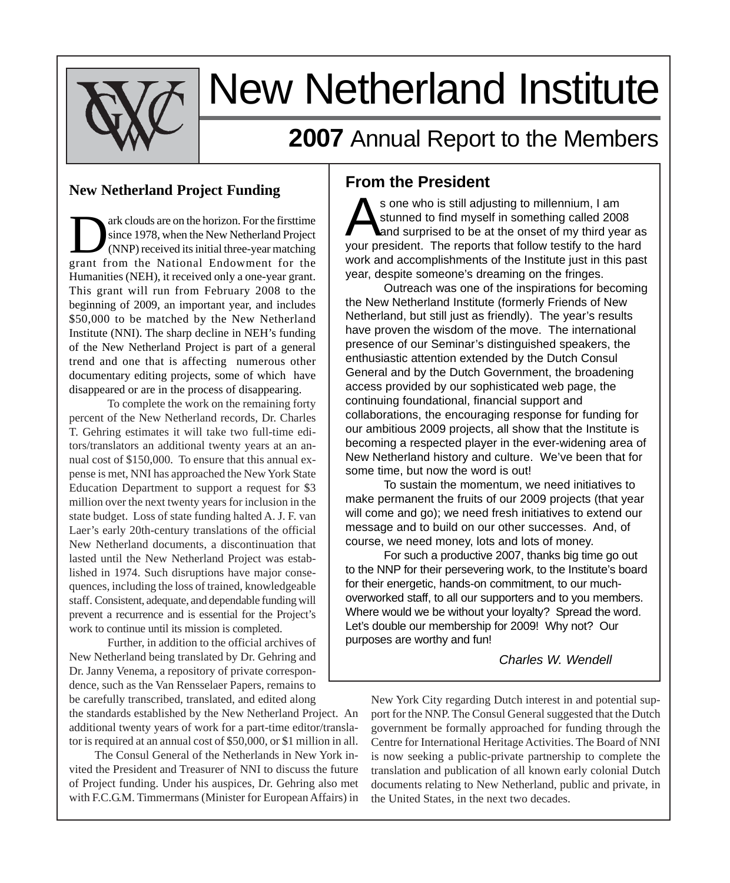# New Netherland Institute

## 2007 Annual Report to the Members

### New Netherland Project Funding

Dark clouds are on the horizon. For the firsttime since 1978, when the New Netherland Project (NNP) received its initial three-year matching grant from the National Endowment for the Humanities (NEH), it received only a one-year grant. This grant will run from February 2008 to the beginning of 2009, an important year, and includes $50,000 to be matched by the New Netherland Institute (NNI). The sharp decline in NEH's funding of the New Netherland Project is part of a general trend and one that is affecting numerous other documentary editing projects, some of which have disappeared or are in the process of disappearing.

To complete the work on the remaining forty percent of the New Netherland records, Dr. Charles T. Gehring estimates it will take two full-time editors/translators an additional twenty years at an annual cost of $150,000. To ensure that this annual expense is met, NNI has approached the New York State Education Department to support a request for $3 million over the next twenty years for inclusion in the state budget. Loss of state funding halted A. J. F. van Laer's early 20th-century translations of the official New Netherland documents, a discontinuation that lasted until the New Netherland Project was established in 1974. Such disruptions have major consequences, including the loss of trained, knowledgeable staff. Consistent, adequate, and dependable funding will prevent a recurrence and is essential for the Project's work to continue until its mission is completed.

Further, in addition to the official archives of New Netherland being translated by Dr. Gehring and Dr. Janny Venema, a repository of private correspondence, such as the Van Rensselaer Papers, remains to be carefully transcribed, translated, and edited along the standards established by the New Netherland Project. An additional twenty years of work for a part-time editor/translator is required at an annual cost of $50,000, or $1 million in all.

The Consul General of the Netherlands in New York invited the President and Treasurer of NNI to discuss the future of Project funding. Under his auspices, Dr. Gehring also met with F.C.G.M. Timmermans (Minister for European Affairs) in New York City regarding Dutch interest in and potential support for the NNP. The Consul General suggested that the Dutch government be formally approached for funding through the Centre for International Heritage Activities. The Board of NNI is now seeking a public-private partnership to complete the translation and publication of all known early colonial Dutch documents relating to New Netherland, public and private, in the United States, in the next two decades.

### From the President

As one who is still adjusting to millennium, I am stunned to find myself in something called 2008 and surprised to be at the onset of my third year as your president. The reports that follow testify to the hard work and accomplishments of the Institute just in this past year, despite someone's dreaming on the fringes.

Outreach was one of the inspirations for becoming the New Netherland Institute (formerly Friends of New Netherland, but still just as friendly). The year's results have proven the wisdom of the move. The international presence of our Seminar's distinguished speakers, the enthusiastic attention extended by the Dutch Consul General and by the Dutch Government, the broadening access provided by our sophisticated web page, the continuing foundational, financial support and collaborations, the encouraging response for funding for our ambitious 2009 projects, all show that the Institute is becoming a respected player in the ever-widening area of New Netherland history and culture. We've been that for some time, but now the word is out!

To sustain the momentum, we need initiatives to make permanent the fruits of our 2009 projects (that year will come and go); we need fresh initiatives to extend our message and to build on our other successes. And, of course, we need money, lots and lots of money.

For such a productive 2007, thanks big time go out to the NNP for their persevering work, to the Institute's board for their energetic, hands-on commitment, to our much-overworked staff, to all our supporters and to you members. Where would we be without your loyalty? Spread the word. Let's double our membership for 2009! Why not? Our purposes are worthy and fun!

*Charles W. Wendell*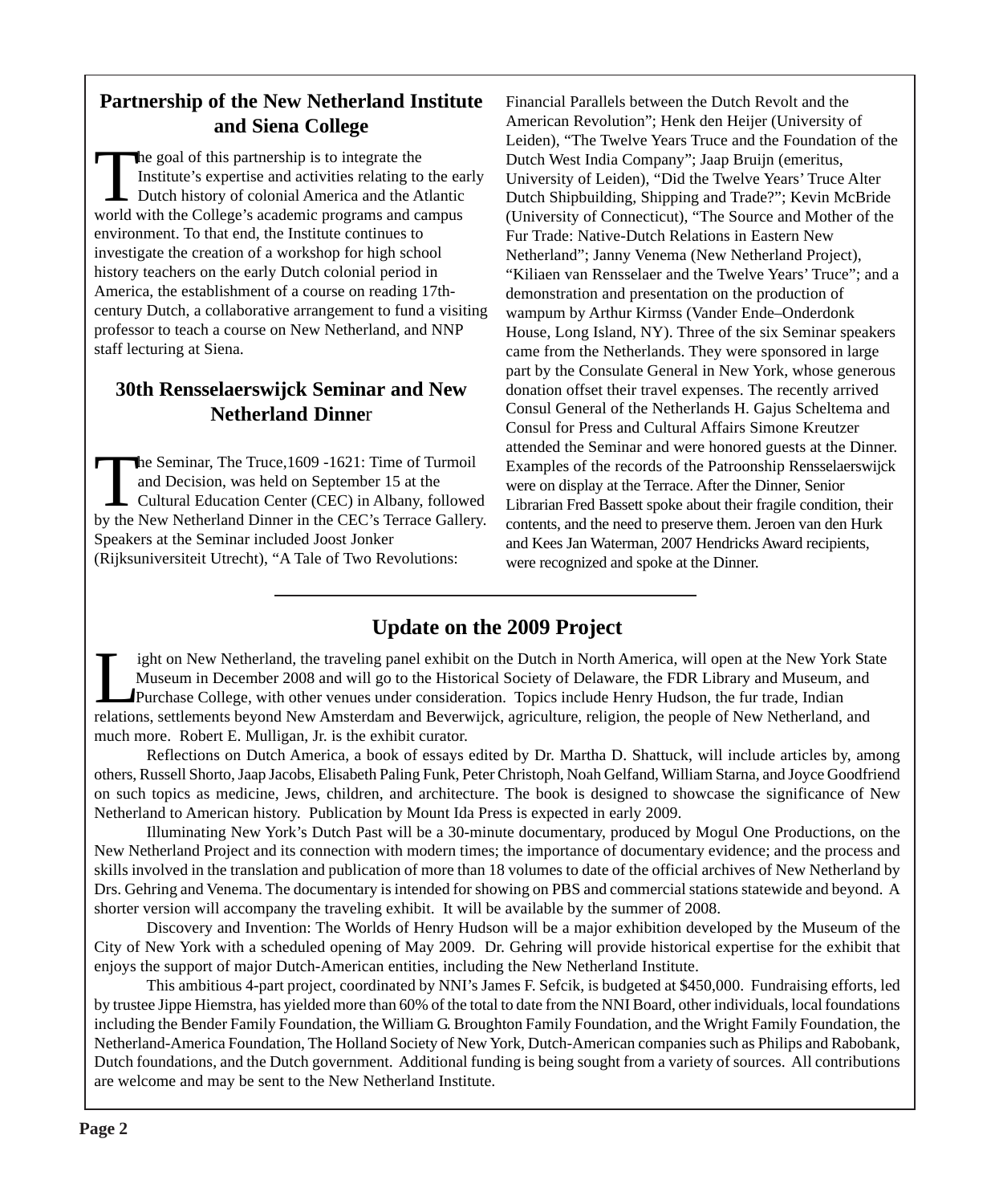## Partnership of the New Netherland Institute and Siena College

The goal of this partnership is to integrate the Institute's expertise and activities relating to the early Dutch history of colonial America and the Atlantic world with the College's academic programs and campus environment. To that end, the Institute continues to investigate the creation of a workshop for high school history teachers on the early Dutch colonial period in America, the establishment of a course on reading 17th-century Dutch, a collaborative arrangement to fund a visiting professor to teach a course on New Netherland, and NNP staff lecturing at Siena.

## 30th Rensselaerswijck Seminar and New Netherland Dinner

The Seminar, The Truce,1609 -1621: Time of Turmoil and Decision, was held on September 15 at the Cultural Education Center (CEC) in Albany, followed by the New Netherland Dinner in the CEC's Terrace Gallery. Speakers at the Seminar included Joost Jonker (Rijksuniversiteit Utrecht), "A Tale of Two Revolutions: Financial Parallels between the Dutch Revolt and the American Revolution"; Henk den Heijer (University of Leiden), "The Twelve Years Truce and the Foundation of the Dutch West India Company"; Jaap Bruijn (emeritus, University of Leiden), "Did the Twelve Years' Truce Alter Dutch Shipbuilding, Shipping and Trade?"; Kevin McBride (University of Connecticut), "The Source and Mother of the Fur Trade: Native-Dutch Relations in Eastern New Netherland"; Janny Venema (New Netherland Project), "Kiliaen van Rensselaer and the Twelve Years' Truce"; and a demonstration and presentation on the production of wampum by Arthur Kirmss (Vander Ende–Onderdonk House, Long Island, NY). Three of the six Seminar speakers came from the Netherlands. They were sponsored in large part by the Consulate General in New York, whose generous donation offset their travel expenses. The recently arrived Consul General of the Netherlands H. Gajus Scheltema and Consul for Press and Cultural Affairs Simone Kreutzer attended the Seminar and were honored guests at the Dinner. Examples of the records of the Patroonship Rensselaerswijck were on display at the Terrace. After the Dinner, Senior Librarian Fred Bassett spoke about their fragile condition, their contents, and the need to preserve them. Jeroen van den Hurk and Kees Jan Waterman, 2007 Hendricks Award recipients, were recognized and spoke at the Dinner.

---

## Update on the 2009 Project

Light on New Netherland, the traveling panel exhibit on the Dutch in North America, will open at the New York State Museum in December 2008 and will go to the Historical Society of Delaware, the FDR Library and Museum, and Purchase College, with other venues under consideration. Topics include Henry Hudson, the fur trade, Indian relations, settlements beyond New Amsterdam and Beverwijck, agriculture, religion, the people of New Netherland, and much more. Robert E. Mulligan, Jr. is the exhibit curator.

Reflections on Dutch America, a book of essays edited by Dr. Martha D. Shattuck, will include articles by, among others, Russell Shorto, Jaap Jacobs, Elisabeth Paling Funk, Peter Christoph, Noah Gelfand, William Starna, and Joyce Goodfriend on such topics as medicine, Jews, children, and architecture. The book is designed to showcase the significance of New Netherland to American history. Publication by Mount Ida Press is expected in early 2009.

Illuminating New York's Dutch Past will be a 30-minute documentary, produced by Mogul One Productions, on the New Netherland Project and its connection with modern times; the importance of documentary evidence; and the process and skills involved in the translation and publication of more than 18 volumes to date of the official archives of New Netherland by Drs. Gehring and Venema. The documentary is intended for showing on PBS and commercial stations statewide and beyond. A shorter version will accompany the traveling exhibit. It will be available by the summer of 2008.

Discovery and Invention: The Worlds of Henry Hudson will be a major exhibition developed by the Museum of the City of New York with a scheduled opening of May 2009. Dr. Gehring will provide historical expertise for the exhibit that enjoys the support of major Dutch-American entities, including the New Netherland Institute.

This ambitious 4-part project, coordinated by NNI's James F. Sefcik, is budgeted at $450,000. Fundraising efforts, led by trustee Jippe Hiemstra, has yielded more than 60% of the total to date from the NNI Board, other individuals, local foundations including the Bender Family Foundation, the William G. Broughton Family Foundation, and the Wright Family Foundation, the Netherland-America Foundation, The Holland Society of New York, Dutch-American companies such as Philips and Rabobank, Dutch foundations, and the Dutch government. Additional funding is being sought from a variety of sources. All contributions are welcome and may be sent to the New Netherland Institute.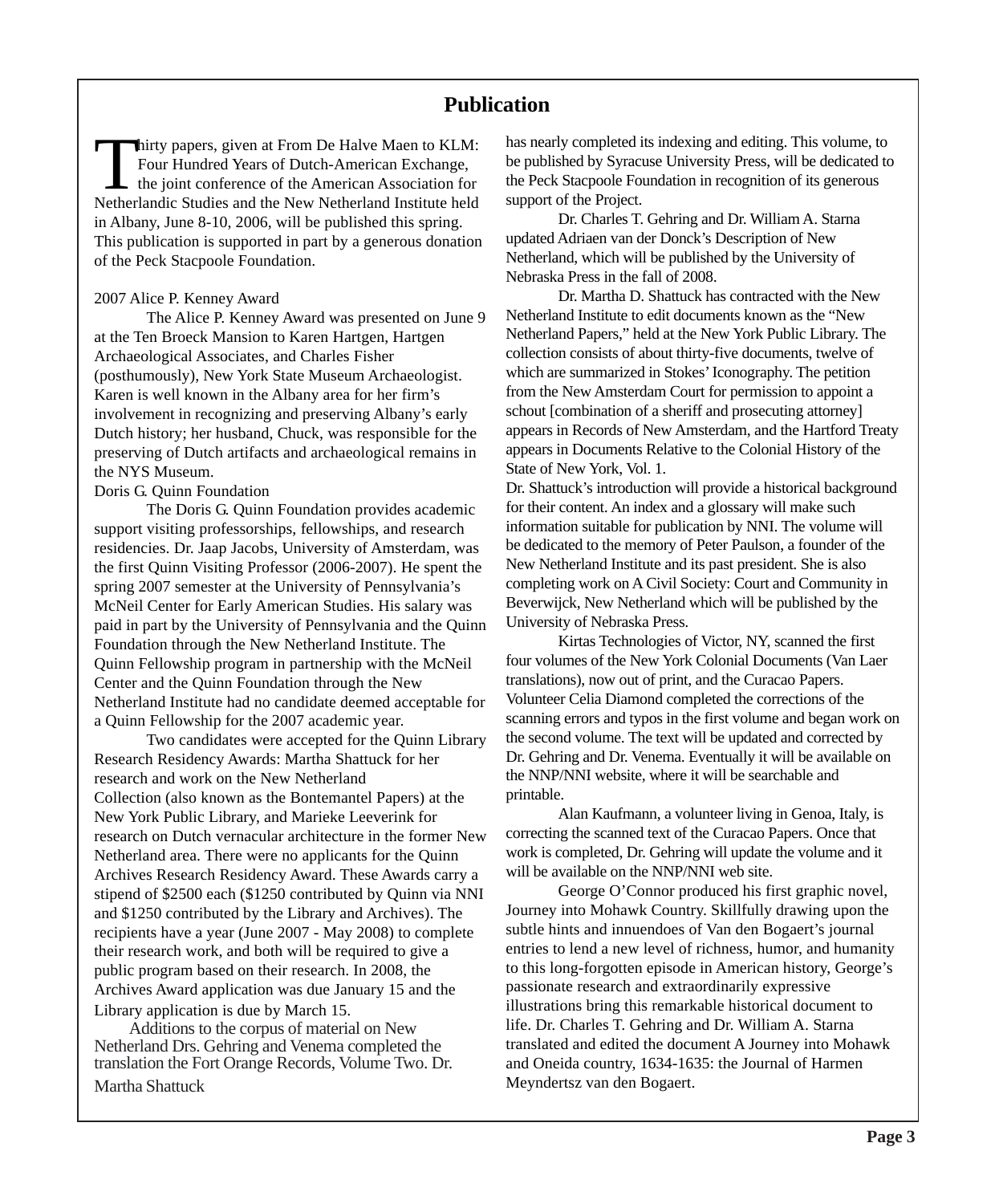## Publication

Thirty papers, given at From De Halve Maen to KLM: Four Hundred Years of Dutch-American Exchange, the joint conference of the American Association for Netherlandic Studies and the New Netherland Institute held in Albany, June 8-10, 2006, will be published this spring. This publication is supported in part by a generous donation of the Peck Stacpoole Foundation.

2007 Alice P. Kenney Award

The Alice P. Kenney Award was presented on June 9 at the Ten Broeck Mansion to Karen Hartgen, Hartgen Archaeological Associates, and Charles Fisher (posthumously), New York State Museum Archaeologist. Karen is well known in the Albany area for her firm's involvement in recognizing and preserving Albany's early Dutch history; her husband, Chuck, was responsible for the preserving of Dutch artifacts and archaeological remains in the NYS Museum.

Doris G. Quinn Foundation

The Doris G. Quinn Foundation provides academic support visiting professorships, fellowships, and research residencies. Dr. Jaap Jacobs, University of Amsterdam, was the first Quinn Visiting Professor (2006-2007). He spent the spring 2007 semester at the University of Pennsylvania's McNeil Center for Early American Studies. His salary was paid in part by the University of Pennsylvania and the Quinn Foundation through the New Netherland Institute. The Quinn Fellowship program in partnership with the McNeil Center and the Quinn Foundation through the New Netherland Institute had no candidate deemed acceptable for a Quinn Fellowship for the 2007 academic year.

Two candidates were accepted for the Quinn Library Research Residency Awards: Martha Shattuck for her research and work on the New Netherland Collection (also known as the Bontemantel Papers) at the New York Public Library, and Marieke Leeverink for research on Dutch vernacular architecture in the former New Netherland area. There were no applicants for the Quinn Archives Research Residency Award. These Awards carry a stipend of $2500 each ($1250 contributed by Quinn via NNI and $1250 contributed by the Library and Archives). The recipients have a year (June 2007 - May 2008) to complete their research work, and both will be required to give a public program based on their research. In 2008, the Archives Award application was due January 15 and the Library application is due by March 15.

Additions to the corpus of material on New Netherland Drs. Gehring and Venema completed the translation the Fort Orange Records, Volume Two. Dr. Martha Shattuck has nearly completed its indexing and editing. This volume, to be published by Syracuse University Press, will be dedicated to the Peck Stacpoole Foundation in recognition of its generous support of the Project.

Dr. Charles T. Gehring and Dr. William A. Starna updated Adriaen van der Donck's Description of New Netherland, which will be published by the University of Nebraska Press in the fall of 2008.

Dr. Martha D. Shattuck has contracted with the New Netherland Institute to edit documents known as the "New Netherland Papers," held at the New York Public Library. The collection consists of about thirty-five documents, twelve of which are summarized in Stokes' Iconography. The petition from the New Amsterdam Court for permission to appoint a schout [combination of a sheriff and prosecuting attorney] appears in Records of New Amsterdam, and the Hartford Treaty appears in Documents Relative to the Colonial History of the State of New York, Vol. 1.

Dr. Shattuck's introduction will provide a historical background for their content. An index and a glossary will make such information suitable for publication by NNI. The volume will be dedicated to the memory of Peter Paulson, a founder of the New Netherland Institute and its past president. She is also completing work on A Civil Society: Court and Community in Beverwijck, New Netherland which will be published by the University of Nebraska Press.

Kirtas Technologies of Victor, NY, scanned the first four volumes of the New York Colonial Documents (Van Laer translations), now out of print, and the Curacao Papers. Volunteer Celia Diamond completed the corrections of the scanning errors and typos in the first volume and began work on the second volume. The text will be updated and corrected by Dr. Gehring and Dr. Venema. Eventually it will be available on the NNP/NNI website, where it will be searchable and printable.

Alan Kaufmann, a volunteer living in Genoa, Italy, is correcting the scanned text of the Curacao Papers. Once that work is completed, Dr. Gehring will update the volume and it will be available on the NNP/NNI web site.

George O'Connor produced his first graphic novel, Journey into Mohawk Country. Skillfully drawing upon the subtle hints and innuendoes of Van den Bogaert's journal entries to lend a new level of richness, humor, and humanity to this long-forgotten episode in American history, George's passionate research and extraordinarily expressive illustrations bring this remarkable historical document to life. Dr. Charles T. Gehring and Dr. William A. Starna translated and edited the document A Journey into Mohawk and Oneida country, 1634-1635: the Journal of Harmen Meyndertsz van den Bogaert.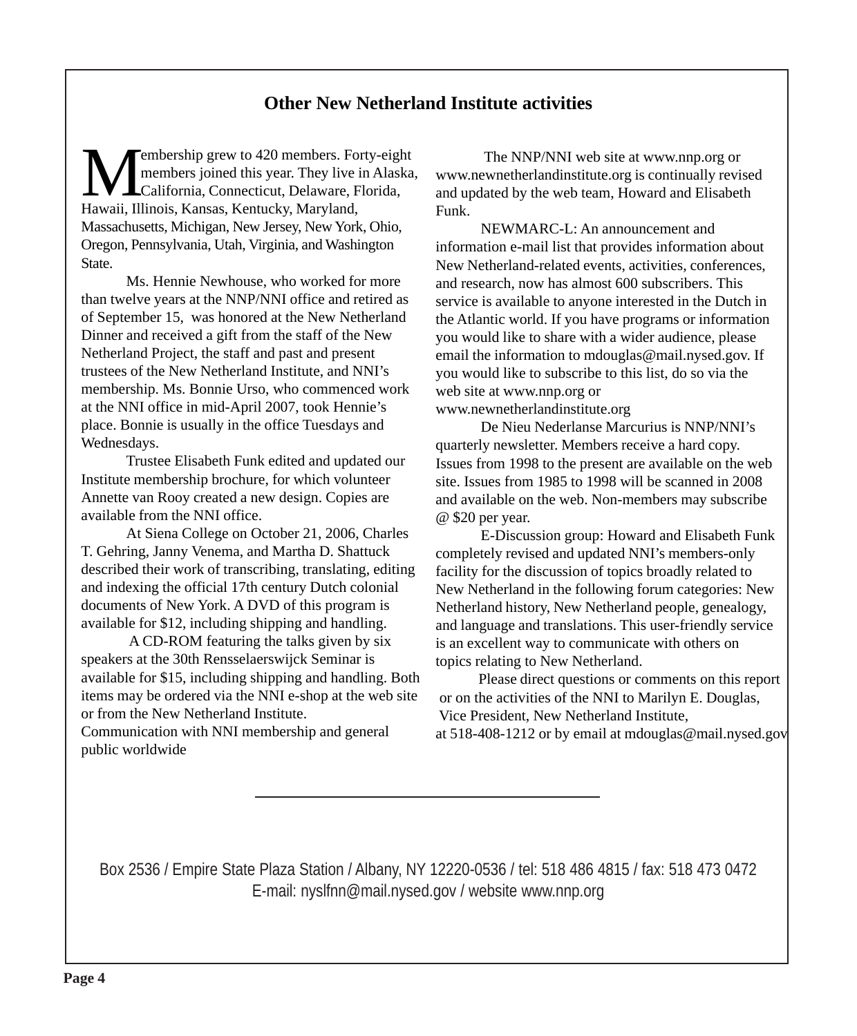## Other New Netherland Institute activities

Membership grew to 420 members. Forty-eight members joined this year. They live in Alaska, California, Connecticut, Delaware, Florida, Hawaii, Illinois, Kansas, Kentucky, Maryland, Massachusetts, Michigan, New Jersey, New York, Ohio, Oregon, Pennsylvania, Utah, Virginia, and Washington State.

Ms. Hennie Newhouse, who worked for more than twelve years at the NNP/NNI office and retired as of September 15, was honored at the New Netherland Dinner and received a gift from the staff of the New Netherland Project, the staff and past and present trustees of the New Netherland Institute, and NNI's membership. Ms. Bonnie Urso, who commenced work at the NNI office in mid-April 2007, took Hennie's place. Bonnie is usually in the office Tuesdays and Wednesdays.

Trustee Elisabeth Funk edited and updated our Institute membership brochure, for which volunteer Annette van Rooy created a new design. Copies are available from the NNI office.

At Siena College on October 21, 2006, Charles T. Gehring, Janny Venema, and Martha D. Shattuck described their work of transcribing, translating, editing and indexing the official 17th century Dutch colonial documents of New York. A DVD of this program is available for $12, including shipping and handling.

A CD-ROM featuring the talks given by six speakers at the 30th Rensselaerswijck Seminar is available for $15, including shipping and handling. Both items may be ordered via the NNI e-shop at the web site or from the New Netherland Institute.

Communication with NNI membership and general public worldwide

The NNP/NNI web site at www.nnp.org or www.newnetherlandinstitute.org is continually revised and updated by the web team, Howard and Elisabeth Funk.

NEWMARC-L: An announcement and information e-mail list that provides information about New Netherland-related events, activities, conferences, and research, now has almost 600 subscribers. This service is available to anyone interested in the Dutch in the Atlantic world. If you have programs or information you would like to share with a wider audience, please email the information to mdouglas@mail.nysed.gov. If you would like to subscribe to this list, do so via the web site at www.nnp.org or www.newnetherlandinstitute.org

De Nieu Nederlanse Marcurius is NNP/NNI's quarterly newsletter. Members receive a hard copy. Issues from 1998 to the present are available on the web site. Issues from 1985 to 1998 will be scanned in 2008 and available on the web. Non-members may subscribe @ $20 per year.

E-Discussion group: Howard and Elisabeth Funk completely revised and updated NNI's members-only facility for the discussion of topics broadly related to New Netherland in the following forum categories: New Netherland history, New Netherland people, genealogy, and language and translations. This user-friendly service is an excellent way to communicate with others on topics relating to New Netherland.

Please direct questions or comments on this report or on the activities of the NNI to Marilyn E. Douglas, Vice President, New Netherland Institute, at 518-408-1212 or by email at mdouglas@mail.nysed.gov

---

Box 2536 / Empire State Plaza Station / Albany, NY 12220-0536 / tel: 518 486 4815 / fax: 518 473 0472
E-mail: nyslfnn@mail.nysed.gov / website www.nnp.org